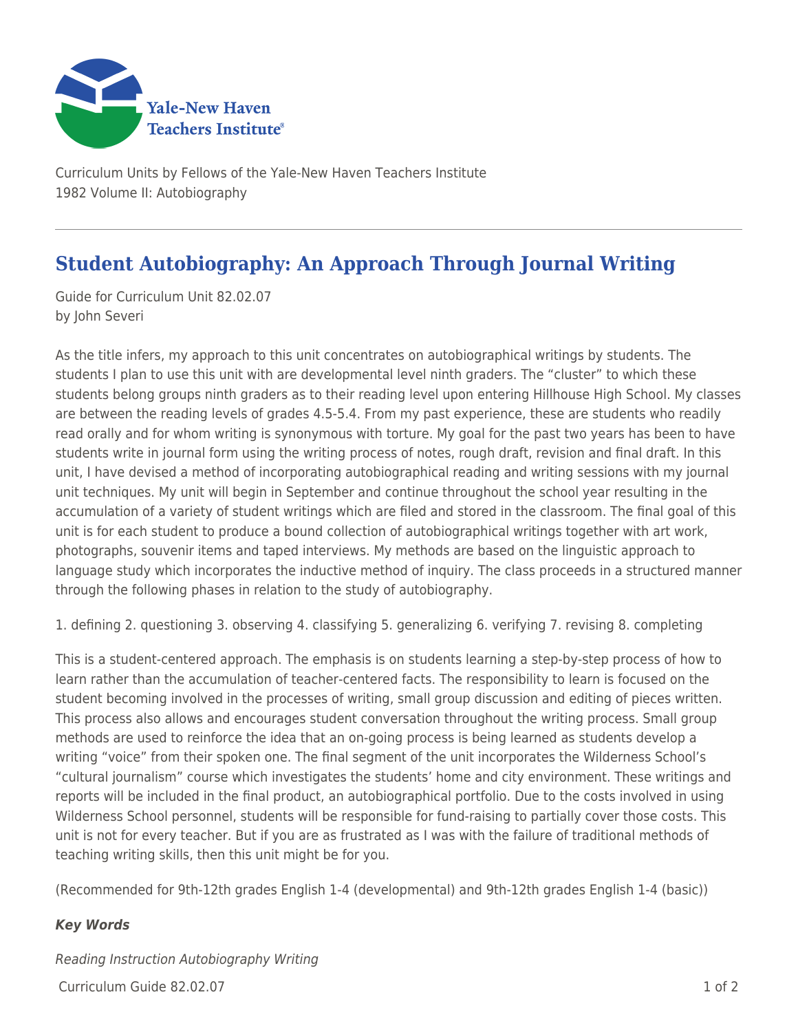Curriculum Units by Fellows of the Yale-New Haven Teachers Institute
1982 Volume II: Autobiography

# Student Autobiography: An Approach Through Journal Writing

Guide for Curriculum Unit 82.02.07
by John Severi

As the title infers, my approach to this unit concentrates on autobiographical writings by students. The students I plan to use this unit with are developmental level ninth graders. The "cluster" to which these students belong groups ninth graders as to their reading level upon entering Hillhouse High School. My classes are between the reading levels of grades 4.5-5.4. From my past experience, these are students who readily read orally and for whom writing is synonymous with torture. My goal for the past two years has been to have students write in journal form using the writing process of notes, rough draft, revision and final draft. In this unit, I have devised a method of incorporating autobiographical reading and writing sessions with my journal unit techniques. My unit will begin in September and continue throughout the school year resulting in the accumulation of a variety of student writings which are filed and stored in the classroom. The final goal of this unit is for each student to produce a bound collection of autobiographical writings together with art work, photographs, souvenir items and taped interviews. My methods are based on the linguistic approach to language study which incorporates the inductive method of inquiry. The class proceeds in a structured manner through the following phases in relation to the study of autobiography.

1. defining 2. questioning 3. observing 4. classifying 5. generalizing 6. verifying 7. revising 8. completing

This is a student-centered approach. The emphasis is on students learning a step-by-step process of how to learn rather than the accumulation of teacher-centered facts. The responsibility to learn is focused on the student becoming involved in the processes of writing, small group discussion and editing of pieces written. This process also allows and encourages student conversation throughout the writing process. Small group methods are used to reinforce the idea that an on-going process is being learned as students develop a writing "voice" from their spoken one. The final segment of the unit incorporates the Wilderness School's "cultural journalism" course which investigates the students' home and city environment. These writings and reports will be included in the final product, an autobiographical portfolio. Due to the costs involved in using Wilderness School personnel, students will be responsible for fund-raising to partially cover those costs. This unit is not for every teacher. But if you are as frustrated as I was with the failure of traditional methods of teaching writing skills, then this unit might be for you.

(Recommended for 9th-12th grades English 1-4 (developmental) and 9th-12th grades English 1-4 (basic))

***Key Words***

*Reading Instruction Autobiography Writing*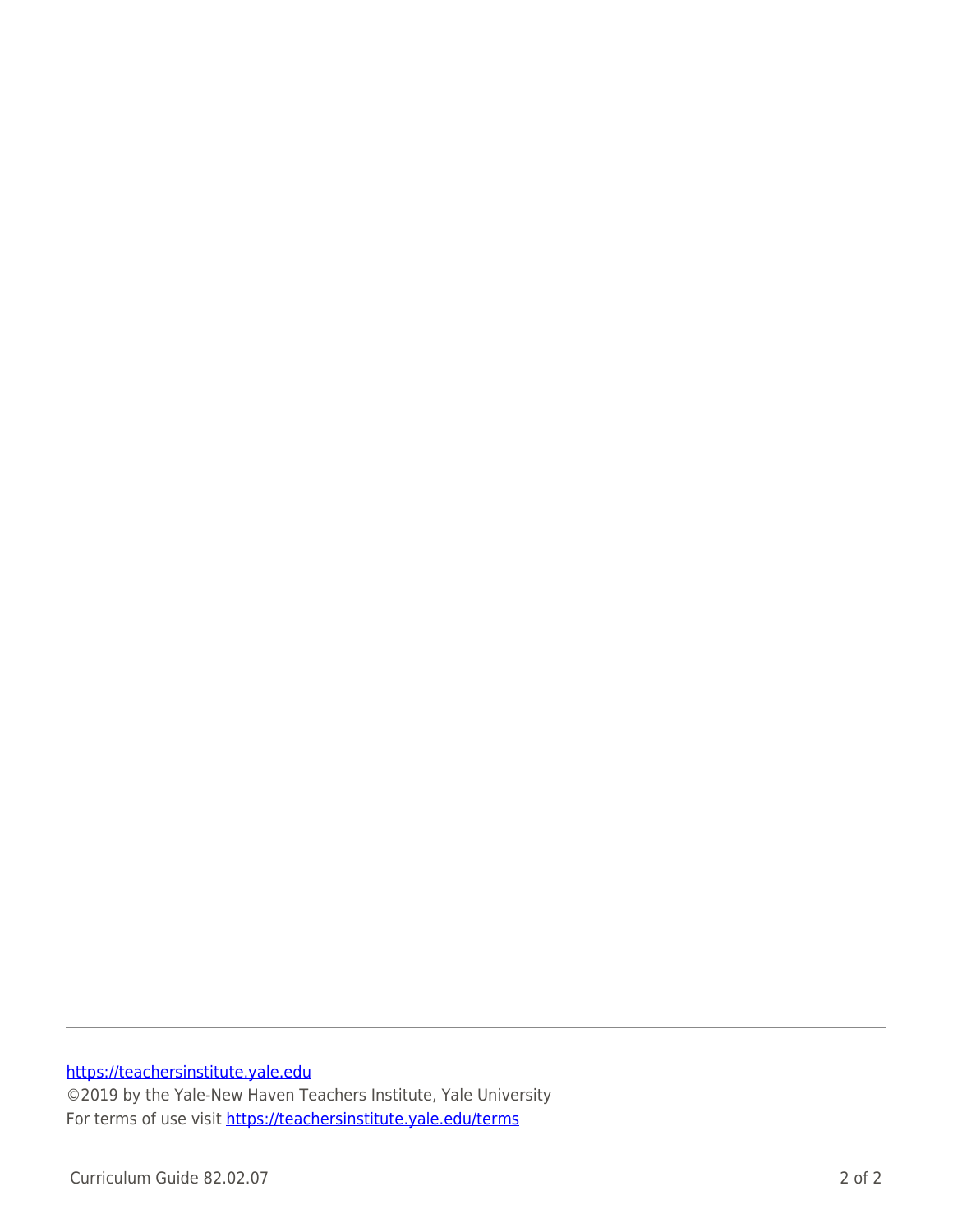https://teachersinstitute.yale.edu
©2019 by the Yale-New Haven Teachers Institute, Yale University
For terms of use visit https://teachersinstitute.yale.edu/terms